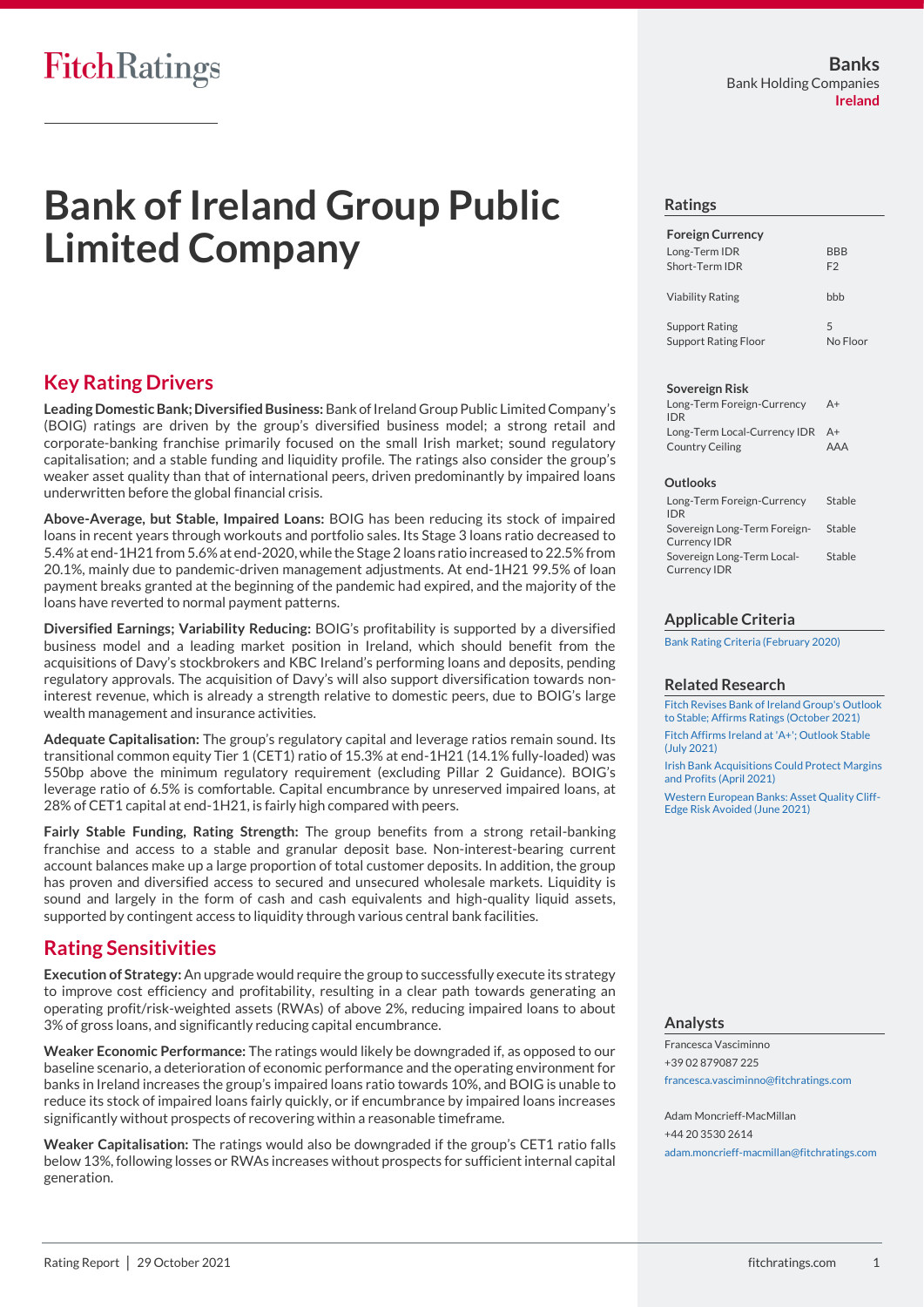FitchRatings

**Banks**
Bank Holding Companies
**Ireland**

# Bank of Ireland Group Public Limited Company

## Key Rating Drivers

**Leading Domestic Bank; Diversified Business:** Bank of Ireland Group Public Limited Company's (BOIG) ratings are driven by the group's diversified business model; a strong retail and corporate-banking franchise primarily focused on the small Irish market; sound regulatory capitalisation; and a stable funding and liquidity profile. The ratings also consider the group's weaker asset quality than that of international peers, driven predominantly by impaired loans underwritten before the global financial crisis.

**Above-Average, but Stable, Impaired Loans:** BOIG has been reducing its stock of impaired loans in recent years through workouts and portfolio sales. Its Stage 3 loans ratio decreased to 5.4% at end-1H21 from 5.6% at end-2020, while the Stage 2 loans ratio increased to 22.5% from 20.1%, mainly due to pandemic-driven management adjustments. At end-1H21 99.5% of loan payment breaks granted at the beginning of the pandemic had expired, and the majority of the loans have reverted to normal payment patterns.

**Diversified Earnings; Variability Reducing:** BOIG's profitability is supported by a diversified business model and a leading market position in Ireland, which should benefit from the acquisitions of Davy's stockbrokers and KBC Ireland's performing loans and deposits, pending regulatory approvals. The acquisition of Davy's will also support diversification towards non-interest revenue, which is already a strength relative to domestic peers, due to BOIG's large wealth management and insurance activities.

**Adequate Capitalisation:** The group's regulatory capital and leverage ratios remain sound. Its transitional common equity Tier 1 (CET1) ratio of 15.3% at end-1H21 (14.1% fully-loaded) was 550bp above the minimum regulatory requirement (excluding Pillar 2 Guidance). BOIG's leverage ratio of 6.5% is comfortable. Capital encumbrance by unreserved impaired loans, at 28% of CET1 capital at end-1H21, is fairly high compared with peers.

**Fairly Stable Funding, Rating Strength:** The group benefits from a strong retail-banking franchise and access to a stable and granular deposit base. Non-interest-bearing current account balances make up a large proportion of total customer deposits. In addition, the group has proven and diversified access to secured and unsecured wholesale markets. Liquidity is sound and largely in the form of cash and cash equivalents and high-quality liquid assets, supported by contingent access to liquidity through various central bank facilities.

## Rating Sensitivities

**Execution of Strategy:** An upgrade would require the group to successfully execute its strategy to improve cost efficiency and profitability, resulting in a clear path towards generating an operating profit/risk-weighted assets (RWAs) of above 2%, reducing impaired loans to about 3% of gross loans, and significantly reducing capital encumbrance.

**Weaker Economic Performance:** The ratings would likely be downgraded if, as opposed to our baseline scenario, a deterioration of economic performance and the operating environment for banks in Ireland increases the group's impaired loans ratio towards 10%, and BOIG is unable to reduce its stock of impaired loans fairly quickly, or if encumbrance by impaired loans increases significantly without prospects of recovering within a reasonable timeframe.

**Weaker Capitalisation:** The ratings would also be downgraded if the group's CET1 ratio falls below 13%, following losses or RWAs increases without prospects for sufficient internal capital generation.

## Ratings

| Foreign Currency | |
|---|---|
| Long-Term IDR | BBB |
| Short-Term IDR | F2 |
| Viability Rating | bbb |
| Support Rating | 5 |
| Support Rating Floor | No Floor |

| Sovereign Risk | |
|---|---|
| Long-Term Foreign-Currency IDR | A+ |
| Long-Term Local-Currency IDR | A+ |
| Country Ceiling | AAA |

| Outlooks | |
|---|---|
| Long-Term Foreign-Currency IDR | Stable |
| Sovereign Long-Term Foreign-Currency IDR | Stable |
| Sovereign Long-Term Local-Currency IDR | Stable |

## Applicable Criteria

Bank Rating Criteria (February 2020)

## Related Research

Fitch Revises Bank of Ireland Group's Outlook to Stable; Affirms Ratings (October 2021)

Fitch Affirms Ireland at 'A+'; Outlook Stable (July 2021)

Irish Bank Acquisitions Could Protect Margins and Profits (April 2021)

Western European Banks: Asset Quality Cliff-Edge Risk Avoided (June 2021)

## Analysts

Francesca Vasciminno
+39 02 879087 225
francesca.vasciminno@fitchratings.com

Adam Moncrieff-MacMillan
+44 20 3530 2614
adam.moncrieff-macmillan@fitchratings.com

Rating Report | 29 October 2021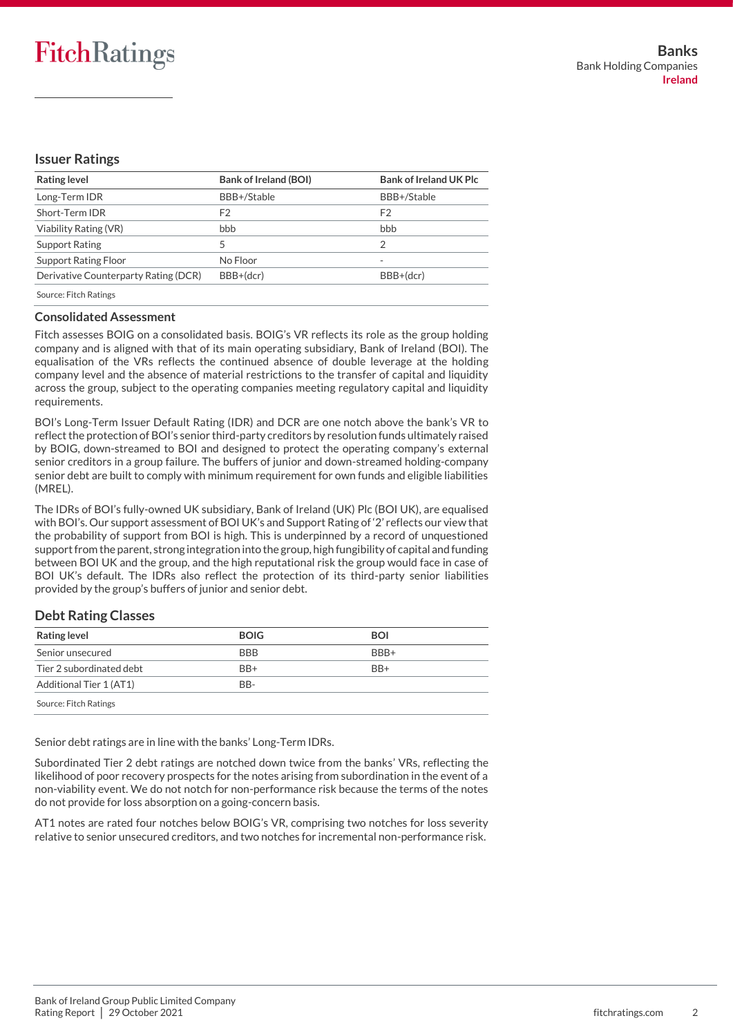## Issuer Ratings

| Rating level | Bank of Ireland (BOI) | Bank of Ireland UK Plc |
|---|---|---|
| Long-Term IDR | BBB+/Stable | BBB+/Stable |
| Short-Term IDR | F2 | F2 |
| Viability Rating (VR) | bbb | bbb |
| Support Rating | 5 | 2 |
| Support Rating Floor | No Floor | - |
| Derivative Counterparty Rating (DCR) | BBB+(dcr) | BBB+(dcr) |

Source: Fitch Ratings

### Consolidated Assessment

Fitch assesses BOIG on a consolidated basis. BOIG's VR reflects its role as the group holding company and is aligned with that of its main operating subsidiary, Bank of Ireland (BOI). The equalisation of the VRs reflects the continued absence of double leverage at the holding company level and the absence of material restrictions to the transfer of capital and liquidity across the group, subject to the operating companies meeting regulatory capital and liquidity requirements.

BOI's Long-Term Issuer Default Rating (IDR) and DCR are one notch above the bank's VR to reflect the protection of BOI's senior third-party creditors by resolution funds ultimately raised by BOIG, down-streamed to BOI and designed to protect the operating company's external senior creditors in a group failure. The buffers of junior and down-streamed holding-company senior debt are built to comply with minimum requirement for own funds and eligible liabilities (MREL).

The IDRs of BOI's fully-owned UK subsidiary, Bank of Ireland (UK) Plc (BOI UK), are equalised with BOI's. Our support assessment of BOI UK's and Support Rating of '2' reflects our view that the probability of support from BOI is high. This is underpinned by a record of unquestioned support from the parent, strong integration into the group, high fungibility of capital and funding between BOI UK and the group, and the high reputational risk the group would face in case of BOI UK's default. The IDRs also reflect the protection of its third-party senior liabilities provided by the group's buffers of junior and senior debt.

## Debt Rating Classes

| Rating level | BOIG | BOI |
|---|---|---|
| Senior unsecured | BBB | BBB+ |
| Tier 2 subordinated debt | BB+ | BB+ |
| Additional Tier 1 (AT1) | BB- | |

Source: Fitch Ratings

Senior debt ratings are in line with the banks' Long-Term IDRs.

Subordinated Tier 2 debt ratings are notched down twice from the banks' VRs, reflecting the likelihood of poor recovery prospects for the notes arising from subordination in the event of a non-viability event. We do not notch for non-performance risk because the terms of the notes do not provide for loss absorption on a going-concern basis.

AT1 notes are rated four notches below BOIG's VR, comprising two notches for loss severity relative to senior unsecured creditors, and two notches for incremental non-performance risk.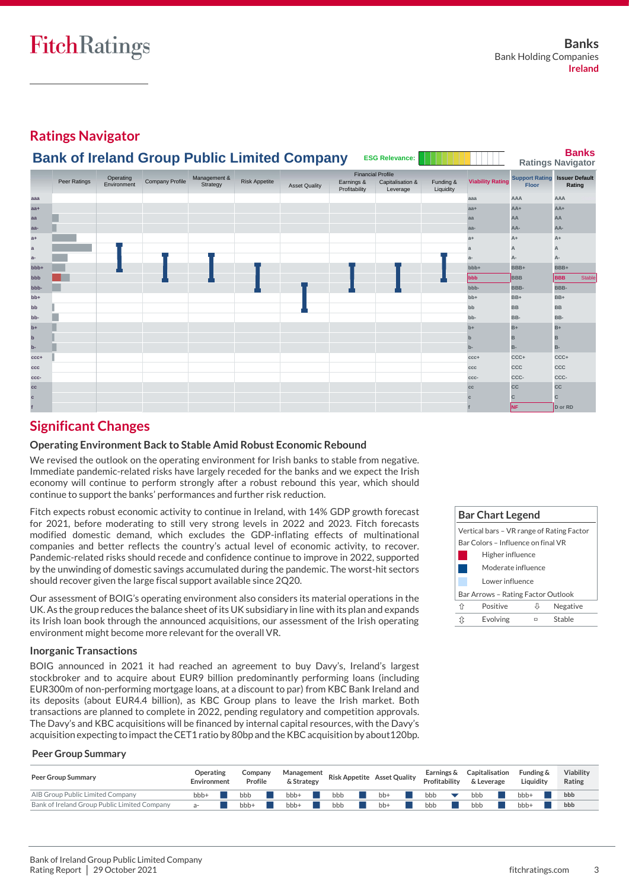## Ratings Navigator

### Bank of Ireland Group Public Limited Company

ESG Relevance:

**Banks Ratings Navigator**

| | Peer Ratings | Operating Environment | Company Profile | Management & Strategy | Risk Appetite | Asset Quality | Earnings & Profitability | Capitalisation & Leverage | Funding & Liquidity | Viability Rating | Support Rating Floor | Issuer Default Rating |
|---|---|---|---|---|---|---|---|---|---|---|---|---|
| aaa | | | | | | | | | | aaa | AAA | AAA |
| aa+ | | | | | | | | | | aa+ | AA+ | AA+ |
| aa | | | | | | | | | | aa | AA | AA |
| aa- | | | | | | | | | | aa- | AA- | AA- |
| a+ | | | | | | | | | | a+ | A+ | A+ |
| a | | | | | | | | | | a | A | A |
| a- | | | | | | | | | | a- | A- | A- |
| bbb+ | | | | | | | | | | bbb+ | BBB+ | BBB+ |
| bbb | | | | | | | | | | bbb | BBB | BBB Stable |
| bbb- | | | | | | | | | | bbb- | BBB- | BBB- |
| bb+ | | | | | | | | | | bb+ | BB+ | BB+ |
| bb | | | | | | | | | | bb | BB | BB |
| bb- | | | | | | | | | | bb- | BB- | BB- |
| b+ | | | | | | | | | | b+ | B+ | B+ |
| b | | | | | | | | | | b | B | B |
| b- | | | | | | | | | | b- | B- | B- |
| ccc+ | | | | | | | | | | ccc+ | CCC+ | CCC+ |
| ccc | | | | | | | | | | ccc | CCC | CCC |
| ccc- | | | | | | | | | | ccc- | CCC- | CCC- |
| cc | | | | | | | | | | cc | CC | CC |
| c | | | | | | | | | | c | C | C |
| f | | | | | | | | | | f | NF | D or RD |

## Significant Changes

### Operating Environment Back to Stable Amid Robust Economic Rebound

We revised the outlook on the operating environment for Irish banks to stable from negative. Immediate pandemic-related risks have largely receded for the banks and we expect the Irish economy will continue to perform strongly after a robust rebound this year, which should continue to support the banks' performances and further risk reduction.

Fitch expects robust economic activity to continue in Ireland, with 14% GDP growth forecast for 2021, before moderating to still very strong levels in 2022 and 2023. Fitch forecasts modified domestic demand, which excludes the GDP-inflating effects of multinational companies and better reflects the country's actual level of economic activity, to recover. Pandemic-related risks should recede and confidence continue to improve in 2022, supported by the unwinding of domestic savings accumulated during the pandemic. The worst-hit sectors should recover given the large fiscal support available since 2Q20.

Our assessment of BOIG's operating environment also considers its material operations in the UK. As the group reduces the balance sheet of its UK subsidiary in line with its plan and expands its Irish loan book through the announced acquisitions, our assessment of the Irish operating environment might become more relevant for the overall VR.

### Inorganic Transactions

BOIG announced in 2021 it had reached an agreement to buy Davy's, Ireland's largest stockbroker and to acquire about EUR9 billion predominantly performing loans (including EUR300m of non-performing mortgage loans, at a discount to par) from KBC Bank Ireland and its deposits (about EUR4.4 billion), as KBC Group plans to leave the Irish market. Both transactions are planned to complete in 2022, pending regulatory and competition approvals. The Davy's and KBC acquisitions will be financed by internal capital resources, with the Davy's acquisition expecting to impact the CET1 ratio by 80bp and the KBC acquisition by about 120bp.

**Bar Chart Legend**

Vertical bars – VR range of Rating Factor

Bar Colors – Influence on final VR

- Higher influence
- Moderate influence
- Lower influence

Bar Arrows – Rating Factor Outlook

| ⇧ Positive | ⇩ Negative |
|---|---|
| ⇳ Evolving | ▭ Stable |

### Peer Group Summary

| Peer Group Summary | Operating Environment | Company Profile | Management & Strategy | Risk Appetite | Asset Quality | Earnings & Profitability | Capitalisation & Leverage | Funding & Liquidity | Viability Rating |
|---|---|---|---|---|---|---|---|---|---|
| AIB Group Public Limited Company | bbb+ | bbb | bbb+ | bbb | bb+ | bbb ▼ | bbb | bbb+ | bbb |
| Bank of Ireland Group Public Limited Company | a- | bbb+ | bbb+ | bbb | bb+ | bbb | bbb | bbb+ | bbb |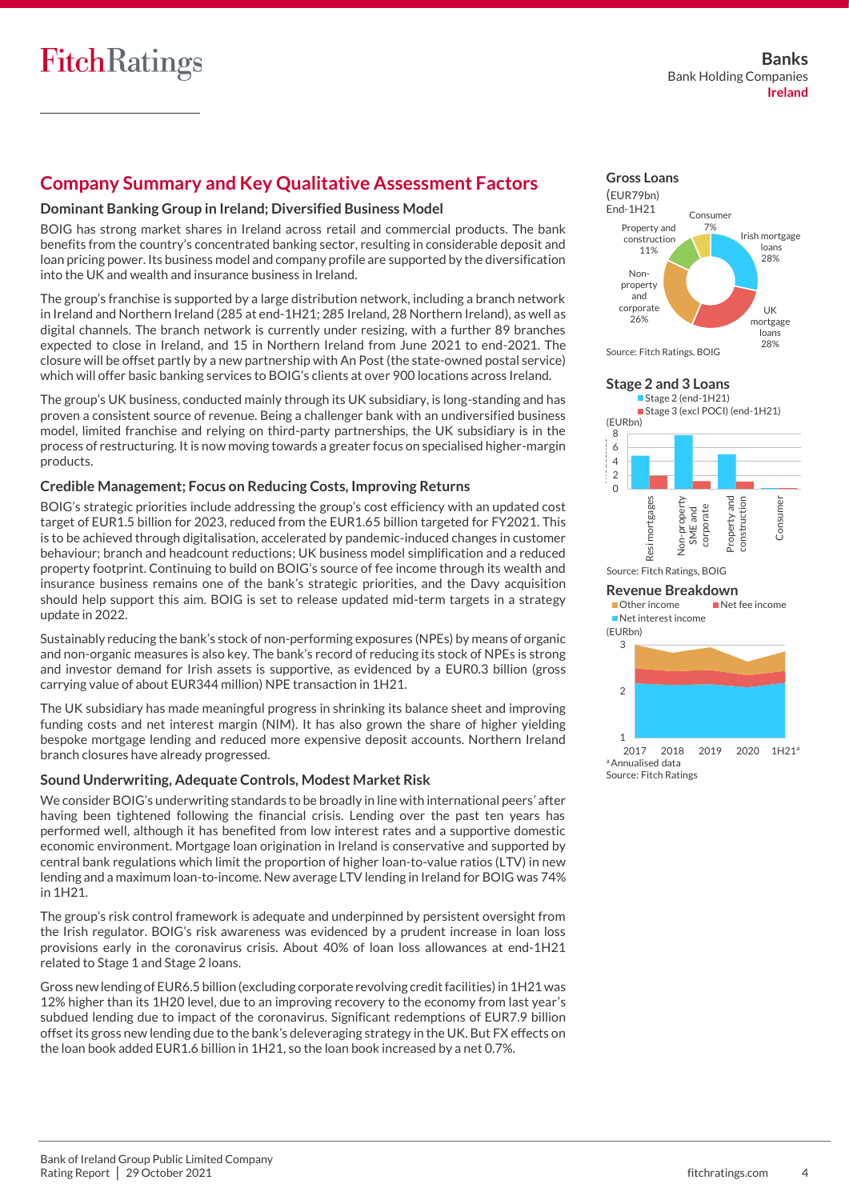## Company Summary and Key Qualitative Assessment Factors

### Dominant Banking Group in Ireland; Diversified Business Model

BOIG has strong market shares in Ireland across retail and commercial products. The bank benefits from the country's concentrated banking sector, resulting in considerable deposit and loan pricing power. Its business model and company profile are supported by the diversification into the UK and wealth and insurance business in Ireland.

The group's franchise is supported by a large distribution network, including a branch network in Ireland and Northern Ireland (285 at end-1H21; 285 Ireland, 28 Northern Ireland), as well as digital channels. The branch network is currently under resizing, with a further 89 branches expected to close in Ireland, and 15 in Northern Ireland from June 2021 to end-2021. The closure will be offset partly by a new partnership with An Post (the state-owned postal service) which will offer basic banking services to BOIG's clients at over 900 locations across Ireland.

The group's UK business, conducted mainly through its UK subsidiary, is long-standing and has proven a consistent source of revenue. Being a challenger bank with an undiversified business model, limited franchise and relying on third-party partnerships, the UK subsidiary is in the process of restructuring. It is now moving towards a greater focus on specialised higher-margin products.

### Credible Management; Focus on Reducing Costs, Improving Returns

BOIG's strategic priorities include addressing the group's cost efficiency with an updated cost target of EUR1.5 billion for 2023, reduced from the EUR1.65 billion targeted for FY2021. This is to be achieved through digitalisation, accelerated by pandemic-induced changes in customer behaviour; branch and headcount reductions; UK business model simplification and a reduced property footprint. Continuing to build on BOIG's source of fee income through its wealth and insurance business remains one of the bank's strategic priorities, and the Davy acquisition should help support this aim. BOIG is set to release updated mid-term targets in a strategy update in 2022.

Sustainably reducing the bank's stock of non-performing exposures (NPEs) by means of organic and non-organic measures is also key. The bank's record of reducing its stock of NPEs is strong and investor demand for Irish assets is supportive, as evidenced by a EUR0.3 billion (gross carrying value of about EUR344 million) NPE transaction in 1H21.

The UK subsidiary has made meaningful progress in shrinking its balance sheet and improving funding costs and net interest margin (NIM). It has also grown the share of higher yielding bespoke mortgage lending and reduced more expensive deposit accounts. Northern Ireland branch closures have already progressed.

### Sound Underwriting, Adequate Controls, Modest Market Risk

We consider BOIG's underwriting standards to be broadly in line with international peers' after having been tightened following the financial crisis. Lending over the past ten years has performed well, although it has benefited from low interest rates and a supportive domestic economic environment. Mortgage loan origination in Ireland is conservative and supported by central bank regulations which limit the proportion of higher loan-to-value ratios (LTV) in new lending and a maximum loan-to-income. New average LTV lending in Ireland for BOIG was 74% in 1H21.

The group's risk control framework is adequate and underpinned by persistent oversight from the Irish regulator. BOIG's risk awareness was evidenced by a prudent increase in loan loss provisions early in the coronavirus crisis. About 40% of loan loss allowances at end-1H21 related to Stage 1 and Stage 2 loans.

Gross new lending of EUR6.5 billion (excluding corporate revolving credit facilities) in 1H21 was 12% higher than its 1H20 level, due to an improving recovery to the economy from last year's subdued lending due to impact of the coronavirus. Significant redemptions of EUR7.9 billion offset its gross new lending due to the bank's deleveraging strategy in the UK. But FX effects on the loan book added EUR1.6 billion in 1H21, so the loan book increased by a net 0.7%.

**Gross Loans**
(EUR79bn)
End-1H21

| Segment | Share |
|---|---|
| Irish mortgage loans | 28% |
| UK mortgage loans | 28% |
| Non-property and corporate | 26% |
| Property and construction | 11% |
| Consumer | 7% |

Source: Fitch Ratings, BOIG

**Stage 2 and 3 Loans**
Stage 2 (end-1H21); Stage 3 (excl POCI) (end-1H21)
(EURbn)
Categories: Resi mortgages; Non-property SME and corporate; Property and construction; Consumer

Source: Fitch Ratings, BOIG

**Revenue Breakdown**
Other income; Net fee income; Net interest income
(EURbn)
2017, 2018, 2019, 2020, 1H21[a]

[a] Annualised data
Source: Fitch Ratings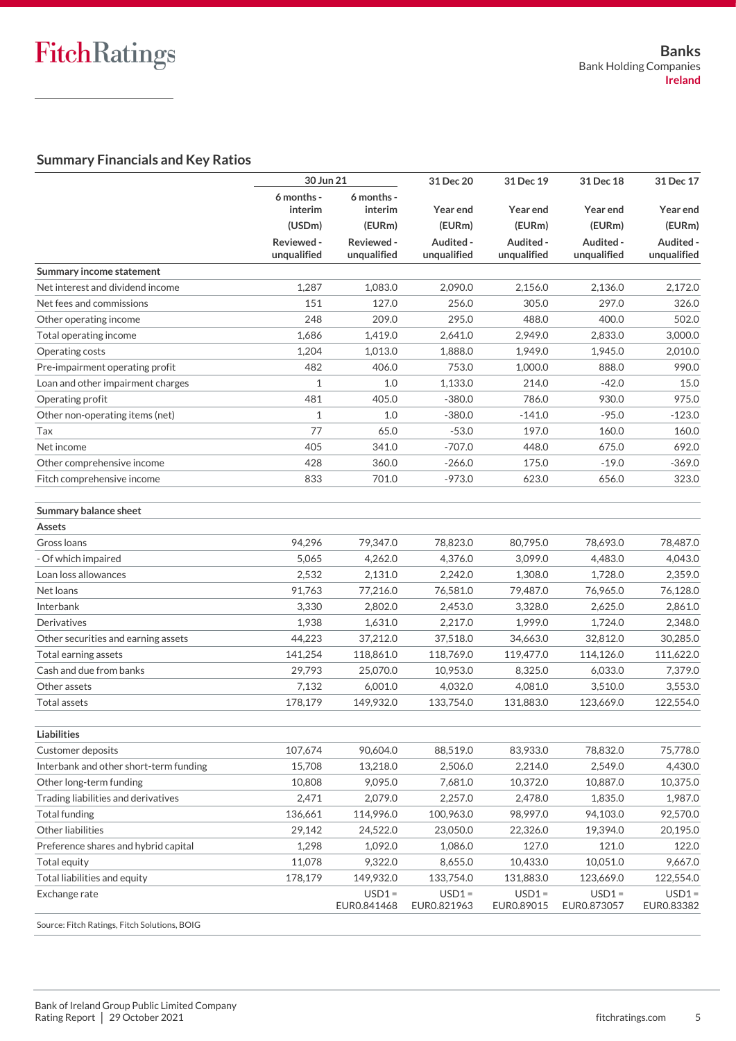## Summary Financials and Key Ratios

| | 30 Jun 21 | | 31 Dec 20 | 31 Dec 19 | 31 Dec 18 | 31 Dec 17 |
|---|---|---|---|---|---|---|
| | 6 months - interim | 6 months - interim | Year end | Year end | Year end | Year end |
| | (USDm) | (EURm) | (EURm) | (EURm) | (EURm) | (EURm) |
| | Reviewed - unqualified | Reviewed - unqualified | Audited - unqualified | Audited - unqualified | Audited - unqualified | Audited - unqualified |
| **Summary income statement** | | | | | | |
| Net interest and dividend income | 1,287 | 1,083.0 | 2,090.0 | 2,156.0 | 2,136.0 | 2,172.0 |
| Net fees and commissions | 151 | 127.0 | 256.0 | 305.0 | 297.0 | 326.0 |
| Other operating income | 248 | 209.0 | 295.0 | 488.0 | 400.0 | 502.0 |
| Total operating income | 1,686 | 1,419.0 | 2,641.0 | 2,949.0 | 2,833.0 | 3,000.0 |
| Operating costs | 1,204 | 1,013.0 | 1,888.0 | 1,949.0 | 1,945.0 | 2,010.0 |
| Pre-impairment operating profit | 482 | 406.0 | 753.0 | 1,000.0 | 888.0 | 990.0 |
| Loan and other impairment charges | 1 | 1.0 | 1,133.0 | 214.0 | -42.0 | 15.0 |
| Operating profit | 481 | 405.0 | -380.0 | 786.0 | 930.0 | 975.0 |
| Other non-operating items (net) | 1 | 1.0 | -380.0 | -141.0 | -95.0 | -123.0 |
| Tax | 77 | 65.0 | -53.0 | 197.0 | 160.0 | 160.0 |
| Net income | 405 | 341.0 | -707.0 | 448.0 | 675.0 | 692.0 |
| Other comprehensive income | 428 | 360.0 | -266.0 | 175.0 | -19.0 | -369.0 |
| Fitch comprehensive income | 833 | 701.0 | -973.0 | 623.0 | 656.0 | 323.0 |
| | | | | | | |
| **Summary balance sheet** | | | | | | |
| **Assets** | | | | | | |
| Gross loans | 94,296 | 79,347.0 | 78,823.0 | 80,795.0 | 78,693.0 | 78,487.0 |
| - Of which impaired | 5,065 | 4,262.0 | 4,376.0 | 3,099.0 | 4,483.0 | 4,043.0 |
| Loan loss allowances | 2,532 | 2,131.0 | 2,242.0 | 1,308.0 | 1,728.0 | 2,359.0 |
| Net loans | 91,763 | 77,216.0 | 76,581.0 | 79,487.0 | 76,965.0 | 76,128.0 |
| Interbank | 3,330 | 2,802.0 | 2,453.0 | 3,328.0 | 2,625.0 | 2,861.0 |
| Derivatives | 1,938 | 1,631.0 | 2,217.0 | 1,999.0 | 1,724.0 | 2,348.0 |
| Other securities and earning assets | 44,223 | 37,212.0 | 37,518.0 | 34,663.0 | 32,812.0 | 30,285.0 |
| Total earning assets | 141,254 | 118,861.0 | 118,769.0 | 119,477.0 | 114,126.0 | 111,622.0 |
| Cash and due from banks | 29,793 | 25,070.0 | 10,953.0 | 8,325.0 | 6,033.0 | 7,379.0 |
| Other assets | 7,132 | 6,001.0 | 4,032.0 | 4,081.0 | 3,510.0 | 3,553.0 |
| Total assets | 178,179 | 149,932.0 | 133,754.0 | 131,883.0 | 123,669.0 | 122,554.0 |
| | | | | | | |
| **Liabilities** | | | | | | |
| Customer deposits | 107,674 | 90,604.0 | 88,519.0 | 83,933.0 | 78,832.0 | 75,778.0 |
| Interbank and other short-term funding | 15,708 | 13,218.0 | 2,506.0 | 2,214.0 | 2,549.0 | 4,430.0 |
| Other long-term funding | 10,808 | 9,095.0 | 7,681.0 | 10,372.0 | 10,887.0 | 10,375.0 |
| Trading liabilities and derivatives | 2,471 | 2,079.0 | 2,257.0 | 2,478.0 | 1,835.0 | 1,987.0 |
| Total funding | 136,661 | 114,996.0 | 100,963.0 | 98,997.0 | 94,103.0 | 92,570.0 |
| Other liabilities | 29,142 | 24,522.0 | 23,050.0 | 22,326.0 | 19,394.0 | 20,195.0 |
| Preference shares and hybrid capital | 1,298 | 1,092.0 | 1,086.0 | 127.0 | 121.0 | 122.0 |
| Total equity | 11,078 | 9,322.0 | 8,655.0 | 10,433.0 | 10,051.0 | 9,667.0 |
| Total liabilities and equity | 178,179 | 149,932.0 | 133,754.0 | 131,883.0 | 123,669.0 | 122,554.0 |
| Exchange rate | | USD1 = EUR0.841468 | USD1 = EUR0.821963 | USD1 = EUR0.89015 | USD1 = EUR0.873057 | USD1 = EUR0.83382 |

Source: Fitch Ratings, Fitch Solutions, BOIG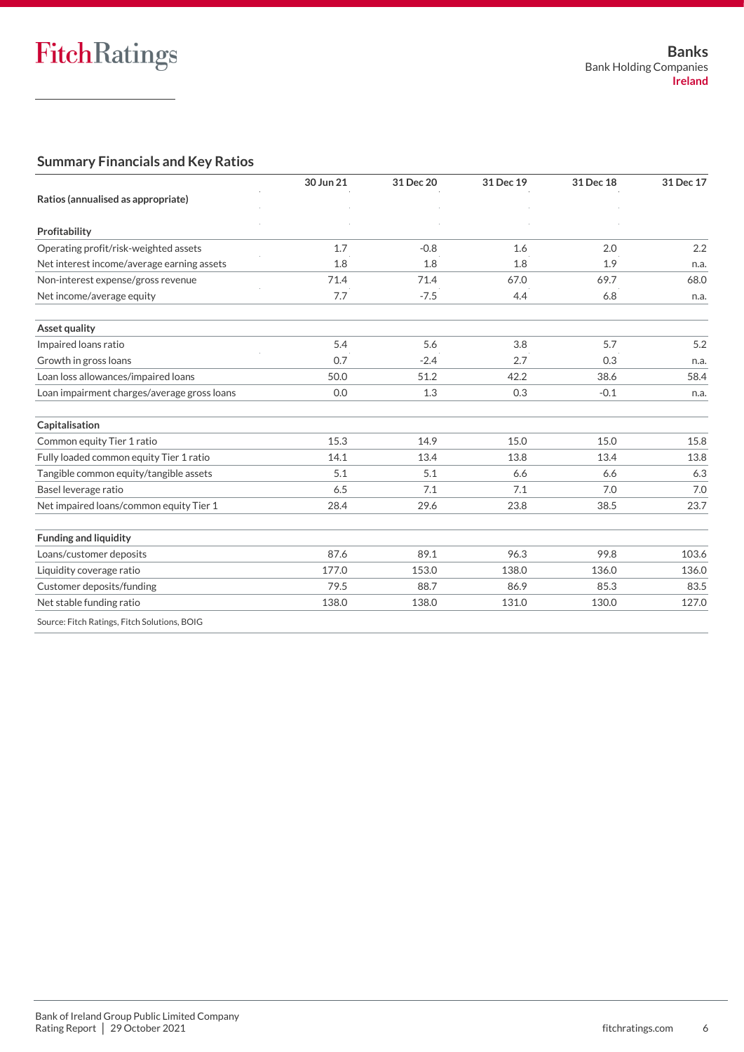## Summary Financials and Key Ratios

| | 30 Jun 21 | 31 Dec 20 | 31 Dec 19 | 31 Dec 18 | 31 Dec 17 |
|---|---|---|---|---|---|
| **Ratios (annualised as appropriate)** | | | | | |
| **Profitability** | | | | | |
| Operating profit/risk-weighted assets | 1.7 | -0.8 | 1.6 | 2.0 | 2.2 |
| Net interest income/average earning assets | 1.8 | 1.8 | 1.8 | 1.9 | n.a. |
| Non-interest expense/gross revenue | 71.4 | 71.4 | 67.0 | 69.7 | 68.0 |
| Net income/average equity | 7.7 | -7.5 | 4.4 | 6.8 | n.a. |
| **Asset quality** | | | | | |
| Impaired loans ratio | 5.4 | 5.6 | 3.8 | 5.7 | 5.2 |
| Growth in gross loans | 0.7 | -2.4 | 2.7 | 0.3 | n.a. |
| Loan loss allowances/impaired loans | 50.0 | 51.2 | 42.2 | 38.6 | 58.4 |
| Loan impairment charges/average gross loans | 0.0 | 1.3 | 0.3 | -0.1 | n.a. |
| **Capitalisation** | | | | | |
| Common equity Tier 1 ratio | 15.3 | 14.9 | 15.0 | 15.0 | 15.8 |
| Fully loaded common equity Tier 1 ratio | 14.1 | 13.4 | 13.8 | 13.4 | 13.8 |
| Tangible common equity/tangible assets | 5.1 | 5.1 | 6.6 | 6.6 | 6.3 |
| Basel leverage ratio | 6.5 | 7.1 | 7.1 | 7.0 | 7.0 |
| Net impaired loans/common equity Tier 1 | 28.4 | 29.6 | 23.8 | 38.5 | 23.7 |
| **Funding and liquidity** | | | | | |
| Loans/customer deposits | 87.6 | 89.1 | 96.3 | 99.8 | 103.6 |
| Liquidity coverage ratio | 177.0 | 153.0 | 138.0 | 136.0 | 136.0 |
| Customer deposits/funding | 79.5 | 88.7 | 86.9 | 85.3 | 83.5 |
| Net stable funding ratio | 138.0 | 138.0 | 131.0 | 130.0 | 127.0 |

Source: Fitch Ratings, Fitch Solutions, BOIG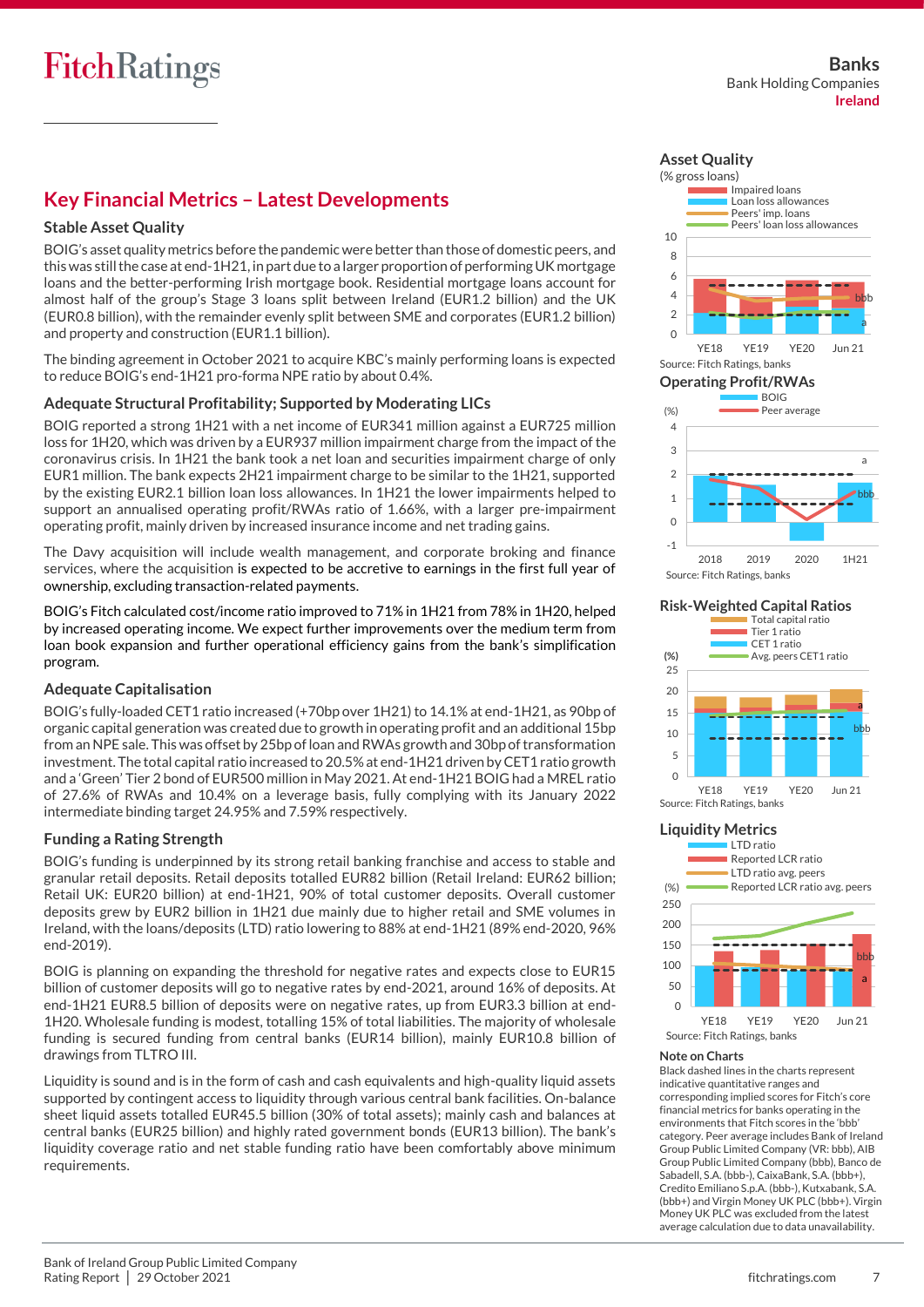## Key Financial Metrics – Latest Developments

### Stable Asset Quality

BOIG's asset quality metrics before the pandemic were better than those of domestic peers, and this was still the case at end-1H21, in part due to a larger proportion of performing UK mortgage loans and the better-performing Irish mortgage book. Residential mortgage loans account for almost half of the group's Stage 3 loans split between Ireland (EUR1.2 billion) and the UK (EUR0.8 billion), with the remainder evenly split between SME and corporates (EUR1.2 billion) and property and construction (EUR1.1 billion).

The binding agreement in October 2021 to acquire KBC's mainly performing loans is expected to reduce BOIG's end-1H21 pro-forma NPE ratio by about 0.4%.

### Adequate Structural Profitability; Supported by Moderating LICs

BOIG reported a strong 1H21 with a net income of EUR341 million against a EUR725 million loss for 1H20, which was driven by a EUR937 million impairment charge from the impact of the coronavirus crisis. In 1H21 the bank took a net loan and securities impairment charge of only EUR1 million. The bank expects 2H21 impairment charge to be similar to the 1H21, supported by the existing EUR2.1 billion loan loss allowances. In 1H21 the lower impairments helped to support an annualised operating profit/RWAs ratio of 1.66%, with a larger pre-impairment operating profit, mainly driven by increased insurance income and net trading gains.

The Davy acquisition will include wealth management, and corporate broking and finance services, where the acquisition is expected to be accretive to earnings in the first full year of ownership, excluding transaction-related payments.

BOIG's Fitch calculated cost/income ratio improved to 71% in 1H21 from 78% in 1H20, helped by increased operating income. We expect further improvements over the medium term from loan book expansion and further operational efficiency gains from the bank's simplification program.

### Adequate Capitalisation

BOIG's fully-loaded CET1 ratio increased (+70bp over 1H21) to 14.1% at end-1H21, as 90bp of organic capital generation was created due to growth in operating profit and an additional 15bp from an NPE sale. This was offset by 25bp of loan and RWAs growth and 30bp of transformation investment. The total capital ratio increased to 20.5% at end-1H21 driven by CET1 ratio growth and a 'Green' Tier 2 bond of EUR500 million in May 2021. At end-1H21 BOIG had a MREL ratio of 27.6% of RWAs and 10.4% on a leverage basis, fully complying with its January 2022 intermediate binding target 24.95% and 7.59% respectively.

### Funding a Rating Strength

BOIG's funding is underpinned by its strong retail banking franchise and access to stable and granular retail deposits. Retail deposits totalled EUR82 billion (Retail Ireland: EUR62 billion; Retail UK: EUR20 billion) at end-1H21, 90% of total customer deposits. Overall customer deposits grew by EUR2 billion in 1H21 due mainly due to higher retail and SME volumes in Ireland, with the loans/deposits (LTD) ratio lowering to 88% at end-1H21 (89% end-2020, 96% end-2019).

BOIG is planning on expanding the threshold for negative rates and expects close to EUR15 billion of customer deposits will go to negative rates by end-2021, around 16% of deposits. At end-1H21 EUR8.5 billion of deposits were on negative rates, up from EUR3.3 billion at end-1H20. Wholesale funding is modest, totalling 15% of total liabilities. The majority of wholesale funding is secured funding from central banks (EUR14 billion), mainly EUR10.8 billion of drawings from TLTRO III.

Liquidity is sound and is in the form of cash and cash equivalents and high-quality liquid assets supported by contingent access to liquidity through various central bank facilities. On-balance sheet liquid assets totalled EUR45.5 billion (30% of total assets); mainly cash and balances at central banks (EUR25 billion) and highly rated government bonds (EUR13 billion). The bank's liquidity coverage ratio and net stable funding ratio have been comfortably above minimum requirements.

#### Asset Quality

(% gross loans)

Impaired loans; Loan loss allowances; Peers' imp. loans; Peers' loan loss allowances

YE18, YE19, YE20, Jun 21

Source: Fitch Ratings, banks

#### Operating Profit/RWAs

BOIG; Peer average

2018, 2019, 2020, 1H21

Source: Fitch Ratings, banks

#### Risk-Weighted Capital Ratios

Total capital ratio; Tier 1 ratio; CET 1 ratio; Avg. peers CET1 ratio

YE18, YE19, YE20, Jun 21

Source: Fitch Ratings, banks

#### Liquidity Metrics

LTD ratio; Reported LCR ratio; LTD ratio avg. peers; Reported LCR ratio avg. peers

YE18, YE19, YE20, Jun 21

Source: Fitch Ratings, banks

#### Note on Charts

Black dashed lines in the charts represent indicative quantitative ranges and corresponding implied scores for Fitch's core financial metrics for banks operating in the environments that Fitch scores in the 'bbb' category. Peer average includes Bank of Ireland Group Public Limited Company (VR: bbb), AIB Group Public Limited Company (bbb), Banco de Sabadell, S.A. (bbb-), CaixaBank, S.A. (bbb+), Credito Emiliano S.p.A. (bbb-), Kutxabank, S.A. (bbb+) and Virgin Money UK PLC (bbb+). Virgin Money UK PLC was excluded from the latest average calculation due to data unavailability.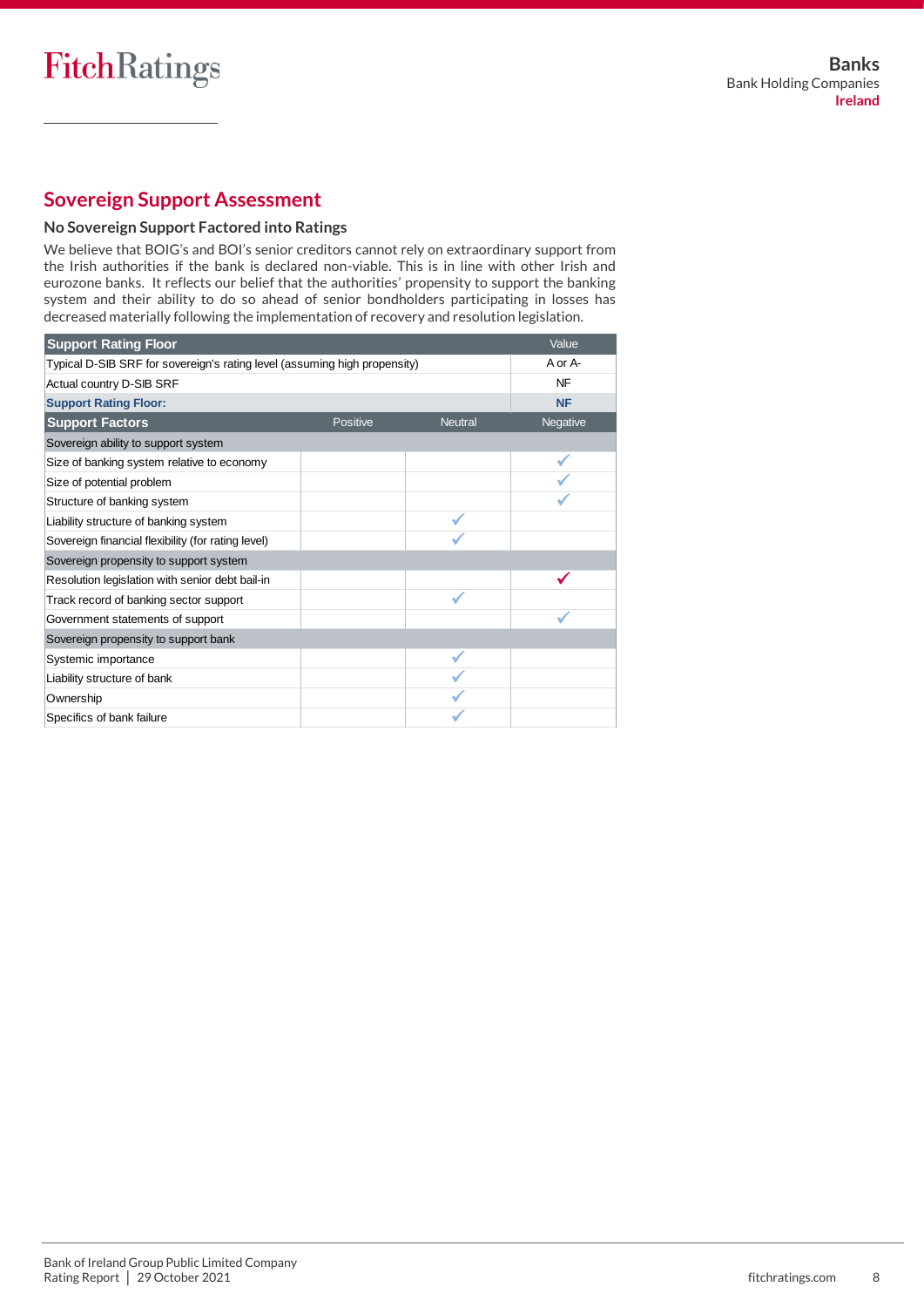## Sovereign Support Assessment

### No Sovereign Support Factored into Ratings

We believe that BOIG's and BOI's senior creditors cannot rely on extraordinary support from the Irish authorities if the bank is declared non-viable. This is in line with other Irish and eurozone banks. It reflects our belief that the authorities' propensity to support the banking system and their ability to do so ahead of senior bondholders participating in losses has decreased materially following the implementation of recovery and resolution legislation.

| Support Rating Floor | | | Value |
|---|---|---|---|
| Typical D-SIB SRF for sovereign's rating level (assuming high propensity) | | | A or A- |
| Actual country D-SIB SRF | | | NF |
| **Support Rating Floor:** | | | **NF** |
| **Support Factors** | Positive | Neutral | Negative |
| Sovereign ability to support system | | | |
| Size of banking system relative to economy | | | ✓ |
| Size of potential problem | | | ✓ |
| Structure of banking system | | | ✓ |
| Liability structure of banking system | | ✓ | |
| Sovereign financial flexibility (for rating level) | | ✓ | |
| Sovereign propensity to support system | | | |
| Resolution legislation with senior debt bail-in | | | ✓ |
| Track record of banking sector support | | ✓ | |
| Government statements of support | | | ✓ |
| Sovereign propensity to support bank | | | |
| Systemic importance | | ✓ | |
| Liability structure of bank | | ✓ | |
| Ownership | | ✓ | |
| Specifics of bank failure | | ✓ | |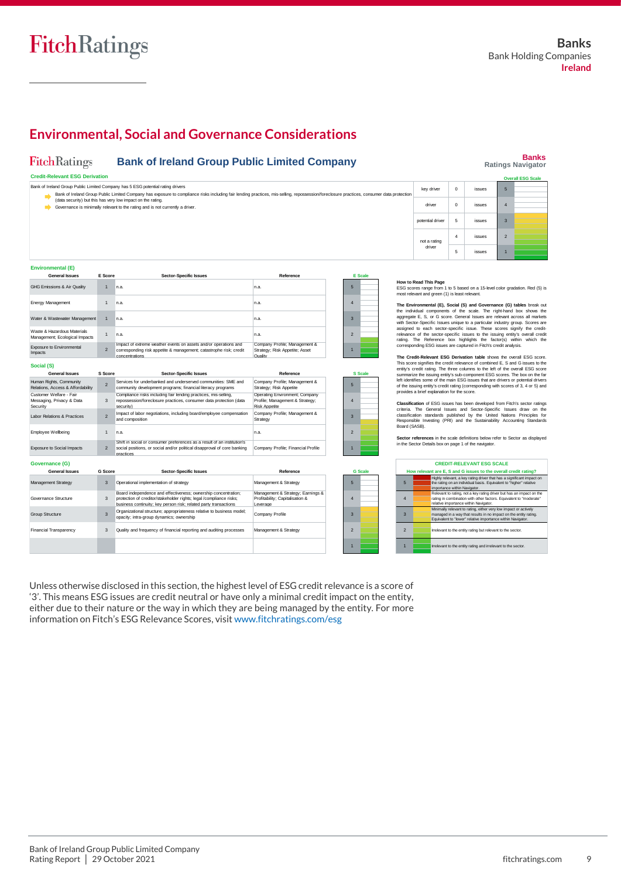## Environmental, Social and Governance Considerations

**Bank of Ireland Group Public Limited Company** — Banks Ratings Navigator

**Credit-Relevant ESG Derivation**

Bank of Ireland Group Public Limited Company has 5 ESG potential rating drivers

- Bank of Ireland Group Public Limited Company has exposure to compliance risks including fair lending practices, mis-selling, repossession/foreclosure practices, consumer data protection (data security) but this has very low impact on the rating.
- Governance is minimally relevant to the rating and is not currently a driver.

| | | | Overall ESG Scale |
|---|---|---|---|
| key driver | 0 | issues | 5 |
| driver | 0 | issues | 4 |
| potential driver | 5 | issues | 3 |
| not a rating driver | 4 | issues | 2 |
| | 5 | issues | 1 |

**Environmental (E)**

| General Issues | E Score | Sector-Specific Issues | Reference |
|---|---|---|---|
| GHG Emissions & Air Quality | 1 | n.a. | n.a. |
| Energy Management | 1 | n.a. | n.a. |
| Water & Wastewater Management | 1 | n.a. | n.a. |
| Waste & Hazardous Materials Management; Ecological Impacts | 1 | n.a. | n.a. |
| Exposure to Environmental Impacts | 2 | Impact of extreme weather events on assets and/or operations and corresponding risk appetite & management; catastrophe risk; credit concentrations | Company Profile; Management & Strategy; Risk Appetite; Asset Quality |

**Social (S)**

| General Issues | S Score | Sector-Specific Issues | Reference |
|---|---|---|---|
| Human Rights, Community Relations, Access & Affordability | 2 | Services for underbanked and underserved communities: SME and community development programs; financial literacy programs | Company Profile; Management & Strategy; Risk Appetite |
| Customer Welfare - Fair Messaging, Privacy & Data Security | 3 | Compliance risks including fair lending practices, mis-selling, repossession/foreclosure practices, consumer data protection (data security) | Operating Environment; Company Profile; Management & Strategy; Risk Appetite |
| Labor Relations & Practices | 2 | Impact of labor negotiations, including board/employee compensation and composition | Company Profile; Management & Strategy |
| Employee Wellbeing | 1 | n.a. | n.a. |
| Exposure to Social Impacts | 2 | Shift in social or consumer preferences as a result of an institution's social positions, or social and/or political disapproval of core banking practices | Company Profile; Financial Profile |

**Governance (G)**

| General Issues | G Score | Sector-Specific Issues | Reference |
|---|---|---|---|
| Management Strategy | 3 | Operational implementation of strategy | Management & Strategy |
| Governance Structure | 3 | Board independence and effectiveness; ownership concentration; protection of creditor/stakeholder rights; legal /compliance risks; business continuity; key person risk; related party transactions | Management & Strategy; Earnings & Profitability; Capitalisation & Leverage |
| Group Structure | 3 | Organizational structure; appropriateness relative to business model; opacity; intra-group dynamics; ownership | Company Profile |
| Financial Transparency | 3 | Quality and frequency of financial reporting and auditing processes | Management & Strategy |

**How to Read This Page**

ESG scores range from 1 to 5 based on a 15-level color gradation. Red (5) is most relevant and green (1) is least relevant.

**The Environmental (E), Social (S) and Governance (G) tables** break out the individual components of the scale. The right-hand box shows the aggregate E, S, or G score. General Issues are relevant across all markets with Sector-Specific Issues unique to a particular industry group. Scores are assigned to each sector-specific issue. These scores signify the credit-relevance of the sector-specific issues to the issuing entity's overall credit rating. The Reference box highlights the factor(s) within which the corresponding ESG issues are captured in Fitch's credit analysis.

**The Credit-Relevant ESG Derivation table** shows the overall ESG score. This score signifies the credit relevance of combined E, S and G issues to the entity's credit rating. The three columns to the left of the overall ESG score summarize the issuing entity's sub-component ESG scores. The box on the far left identifies some of the main ESG issues that are drivers or potential drivers of the issuing entity's credit rating (corresponding with scores of 3, 4 or 5) and provides a brief explanation for the score.

**Classification** of ESG issues has been developed from Fitch's sector ratings criteria. The General Issues and Sector-Specific Issues draw on the classification standards published by the United Nations Principles for Responsible Investing (PRI) and the Sustainability Accounting Standards Board (SASB).

**Sector references** in the scale definitions below refer to Sector as displayed in the Sector Details box on page 1 of the navigator.

**CREDIT-RELEVANT ESG SCALE**

How relevant are E, S and G issues to the overall credit rating?

| Score | Description |
|---|---|
| 5 | Highly relevant, a key rating driver that has a significant impact on the rating on an individual basis. Equivalent to "higher" relative importance within Navigator. |
| 4 | Relevant to rating, not a key rating driver but has an impact on the rating in combination with other factors. Equivalent to "moderate" relative importance within Navigator. |
| 3 | Minimally relevant to rating, either very low impact or actively managed in a way that results in no impact on the entity rating. Equivalent to "lower" relative importance within Navigator. |
| 2 | Irrelevant to the entity rating but relevant to the sector. |
| 1 | Irrelevant to the entity rating and irrelevant to the sector. |

Unless otherwise disclosed in this section, the highest level of ESG credit relevance is a score of '3'. This means ESG issues are credit neutral or have only a minimal credit impact on the entity, either due to their nature or the way in which they are being managed by the entity. For more information on Fitch's ESG Relevance Scores, visit www.fitchratings.com/esg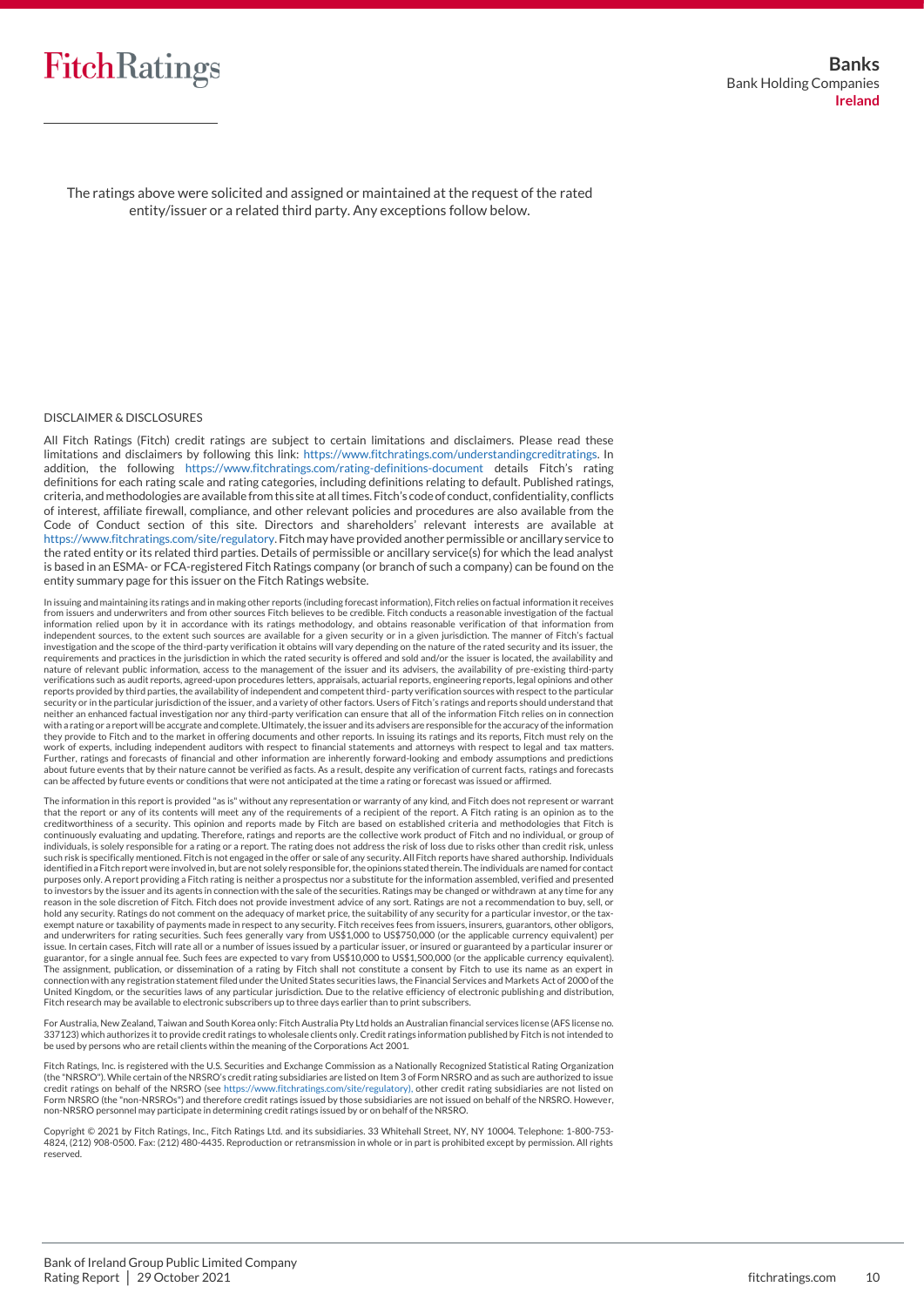The ratings above were solicited and assigned or maintained at the request of the rated entity/issuer or a related third party. Any exceptions follow below.

DISCLAIMER & DISCLOSURES

All Fitch Ratings (Fitch) credit ratings are subject to certain limitations and disclaimers. Please read these limitations and disclaimers by following this link: https://www.fitchratings.com/understandingcreditratings. In addition, the following https://www.fitchratings.com/rating-definitions-document details Fitch's rating definitions for each rating scale and rating categories, including definitions relating to default. Published ratings, criteria, and methodologies are available from this site at all times. Fitch's code of conduct, confidentiality, conflicts of interest, affiliate firewall, compliance, and other relevant policies and procedures are also available from the Code of Conduct section of this site. Directors and shareholders' relevant interests are available at https://www.fitchratings.com/site/regulatory. Fitch may have provided another permissible or ancillary service to the rated entity or its related third parties. Details of permissible or ancillary service(s) for which the lead analyst is based in an ESMA- or FCA-registered Fitch Ratings company (or branch of such a company) can be found on the entity summary page for this issuer on the Fitch Ratings website.

In issuing and maintaining its ratings and in making other reports (including forecast information), Fitch relies on factual information it receives from issuers and underwriters and from other sources Fitch believes to be credible. Fitch conducts a reasonable investigation of the factual information relied upon by it in accordance with its ratings methodology, and obtains reasonable verification of that information from independent sources, to the extent such sources are available for a given security or in a given jurisdiction. The manner of Fitch's factual investigation and the scope of the third-party verification it obtains will vary depending on the nature of the rated security and its issuer, the requirements and practices in the jurisdiction in which the rated security is offered and sold and/or the issuer is located, the availability and nature of relevant public information, access to the management of the issuer and its advisers, the availability of pre-existing third-party verifications such as audit reports, agreed-upon procedures letters, appraisals, actuarial reports, engineering reports, legal opinions and other reports provided by third parties, the availability of independent and competent third- party verification sources with respect to the particular security or in the particular jurisdiction of the issuer, and a variety of other factors. Users of Fitch's ratings and reports should understand that neither an enhanced factual investigation nor any third-party verification can ensure that all of the information Fitch relies on in connection with a rating or a report will be accurate and complete. Ultimately, the issuer and its advisers are responsible for the accuracy of the information they provide to Fitch and to the market in offering documents and other reports. In issuing its ratings and its reports, Fitch must rely on the work of experts, including independent auditors with respect to financial statements and attorneys with respect to legal and tax matters. Further, ratings and forecasts of financial and other information are inherently forward-looking and embody assumptions and predictions about future events that by their nature cannot be verified as facts. As a result, despite any verification of current facts, ratings and forecasts can be affected by future events or conditions that were not anticipated at the time a rating or forecast was issued or affirmed.

The information in this report is provided "as is" without any representation or warranty of any kind, and Fitch does not represent or warrant that the report or any of its contents will meet any of the requirements of a recipient of the report. A Fitch rating is an opinion as to the creditworthiness of a security. This opinion and reports made by Fitch are based on established criteria and methodologies that Fitch is continuously evaluating and updating. Therefore, ratings and reports are the collective work product of Fitch and no individual, or group of individuals, is solely responsible for a rating or a report. The rating does not address the risk of loss due to risks other than credit risk, unless such risk is specifically mentioned. Fitch is not engaged in the offer or sale of any security. All Fitch reports have shared authorship. Individuals identified in a Fitch report were involved in, but are not solely responsible for, the opinions stated therein. The individuals are named for contact purposes only. A report providing a Fitch rating is neither a prospectus nor a substitute for the information assembled, verified and presented to investors by the issuer and its agents in connection with the sale of the securities. Ratings may be changed or withdrawn at any time for any reason in the sole discretion of Fitch. Fitch does not provide investment advice of any sort. Ratings are not a recommendation to buy, sell, or hold any security. Ratings do not comment on the adequacy of market price, the suitability of any security for a particular investor, or the tax-exempt nature or taxability of payments made in respect to any security. Fitch receives fees from issuers, insurers, guarantors, other obligors, and underwriters for rating securities. Such fees generally vary from US$1,000 to US$750,000 (or the applicable currency equivalent) per issue. In certain cases, Fitch will rate all or a number of issues issued by a particular issuer, or insured or guaranteed by a particular insurer or guarantor, for a single annual fee. Such fees are expected to vary from US$10,000 to US$1,500,000 (or the applicable currency equivalent). The assignment, publication, or dissemination of a rating by Fitch shall not constitute a consent by Fitch to use its name as an expert in connection with any registration statement filed under the United States securities laws, the Financial Services and Markets Act of 2000 of the United Kingdom, or the securities laws of any particular jurisdiction. Due to the relative efficiency of electronic publishing and distribution, Fitch research may be available to electronic subscribers up to three days earlier than to print subscribers.

For Australia, New Zealand, Taiwan and South Korea only: Fitch Australia Pty Ltd holds an Australian financial services license (AFS license no. 337123) which authorizes it to provide credit ratings to wholesale clients only. Credit ratings information published by Fitch is not intended to be used by persons who are retail clients within the meaning of the Corporations Act 2001.

Fitch Ratings, Inc. is registered with the U.S. Securities and Exchange Commission as a Nationally Recognized Statistical Rating Organization (the "NRSRO"). While certain of the NRSRO's credit rating subsidiaries are listed on Item 3 of Form NRSRO and as such are authorized to issue credit ratings on behalf of the NRSRO (see https://www.fitchratings.com/site/regulatory), other credit rating subsidiaries are not listed on Form NRSRO (the "non-NRSROs") and therefore credit ratings issued by those subsidiaries are not issued on behalf of the NRSRO. However, non-NRSRO personnel may participate in determining credit ratings issued by or on behalf of the NRSRO.

Copyright © 2021 by Fitch Ratings, Inc., Fitch Ratings Ltd. and its subsidiaries. 33 Whitehall Street, NY, NY 10004. Telephone: 1-800-753-4824, (212) 908-0500. Fax: (212) 480-4435. Reproduction or retransmission in whole or in part is prohibited except by permission. All rights reserved.